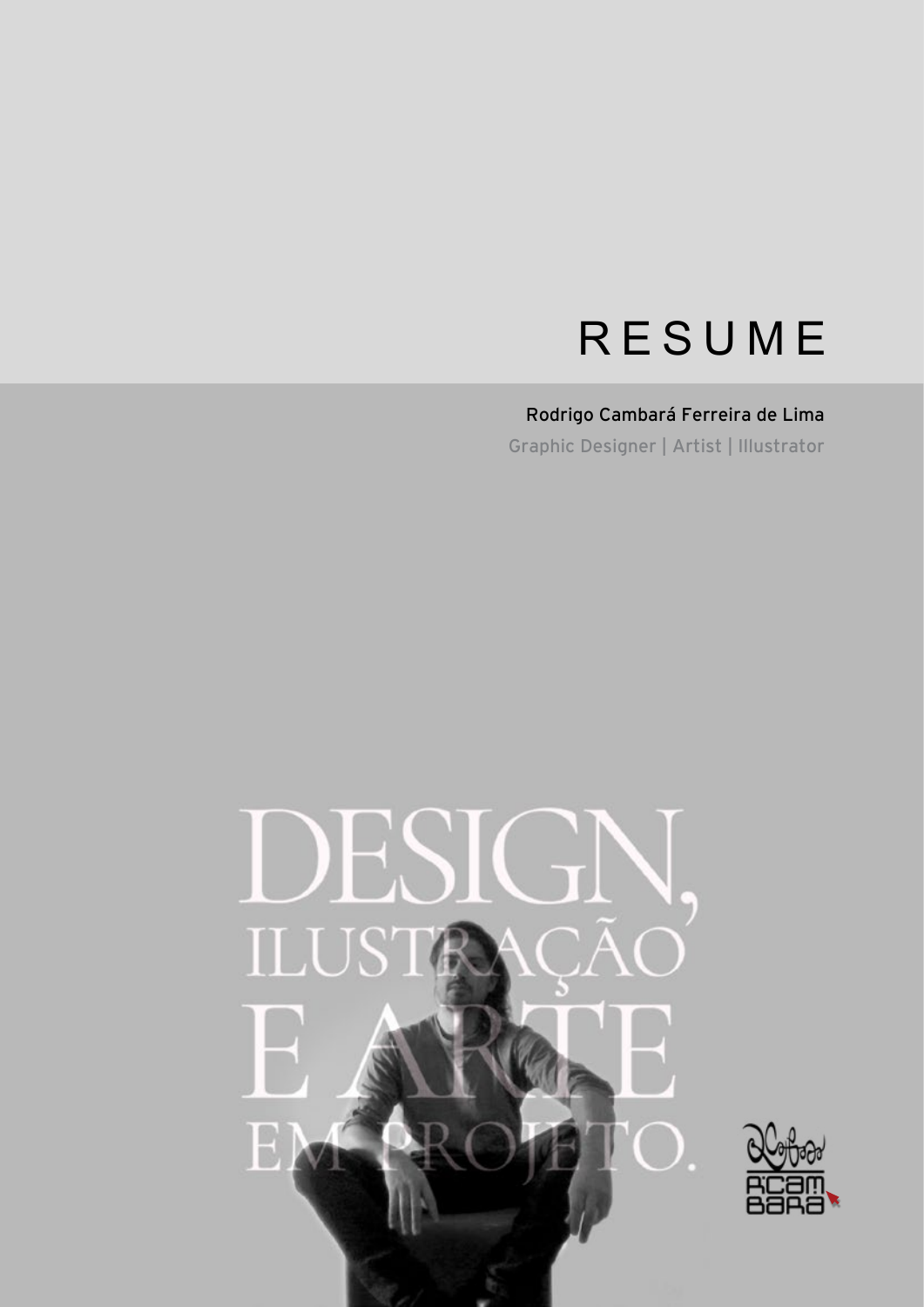# RESUME

**Rodrigo Cambará Ferreira de Lima**

Graphic Designer | Artist | Illustrator

DESIGN, ILUSTRAÇÃO E ARTE EM PROJETO.

RCAMBARA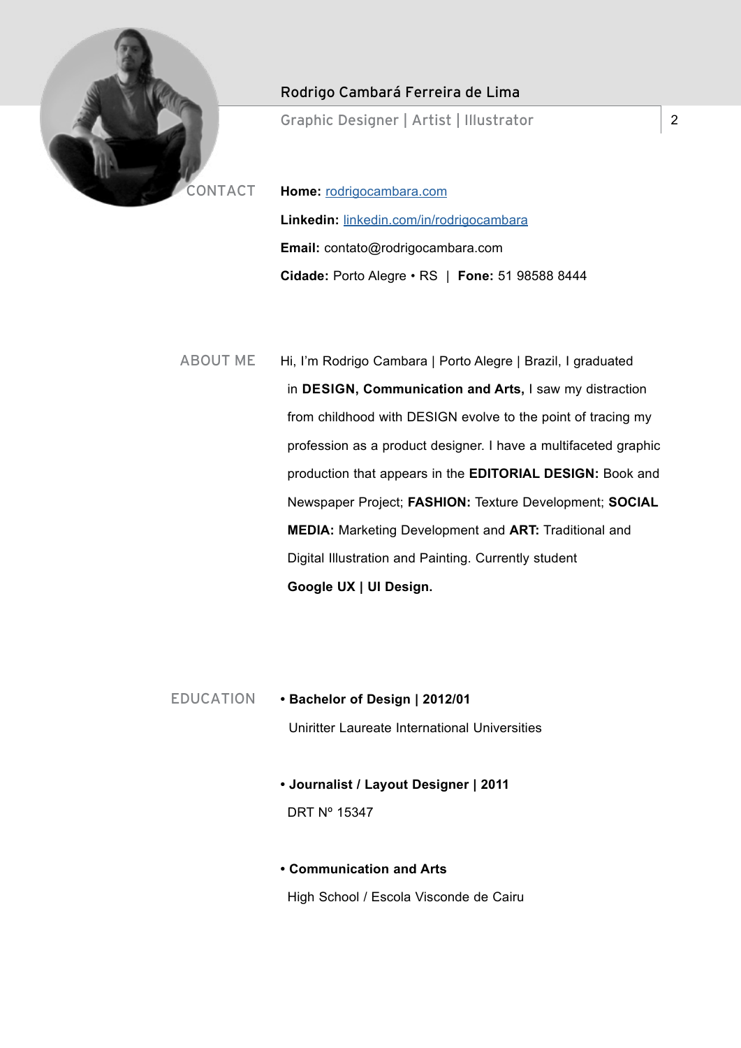# Rodrigo Cambará Ferreira de Lima

Graphic Designer | Artist | Illustrator

## CONTACT

**Home:** [rodrigocambara.com](http://rodrigocambara.com)

**Linkedin:** [linkedin.com/in/rodrigocambara](http://linkedin.com/in/rodrigocambara)

**Email:** contato@rodrigocambara.com

**Cidade:** Porto Alegre • RS | **Fone:** 51 98588 8444

## ABOUT ME

Hi, I'm Rodrigo Cambara | Porto Alegre | Brazil, I graduated in **DESIGN, Communication and Arts,** I saw my distraction from childhood with DESIGN evolve to the point of tracing my profession as a product designer. I have a multifaceted graphic production that appears in the **EDITORIAL DESIGN:** Book and Newspaper Project; **FASHION:** Texture Development; **SOCIAL MEDIA:** Marketing Development and **ART:** Traditional and Digital Illustration and Painting. Currently student **Google UX | UI Design.**

## EDUCATION

- **Bachelor of Design | 2012/01**

  Uniritter Laureate International Universities

- **Journalist / Layout Designer | 2011**

  DRT Nº 15347

- **Communication and Arts**

  High School / Escola Visconde de Cairu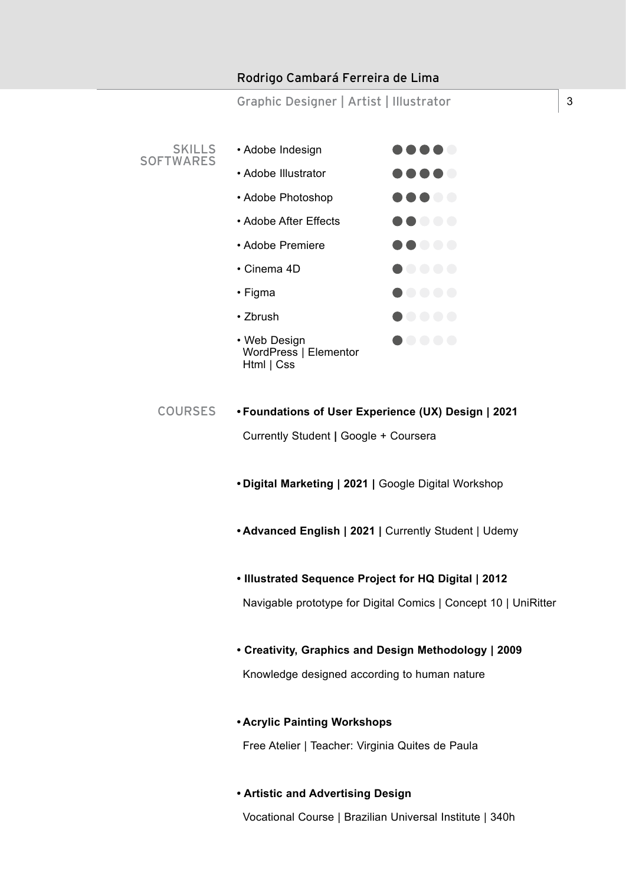## SKILLS SOFTWARES

- Adobe Indesign ●●●●○
- Adobe Illustrator ●●●●○
- Adobe Photoshop ●●●○○
- Adobe After Effects ●●○○○
- Adobe Premiere ●●○○○
- Cinema 4D ●○○○○
- Figma ●○○○○
- Zbrush ●○○○○
- Web Design ●○○○○
  WordPress | Elementor
  Html | Css

## COURSES

- **Foundations of User Experience (UX) Design | 2021**

  Currently Student **|** Google + Coursera

- **Digital Marketing | 2021 |** Google Digital Workshop

- **Advanced English | 2021 |** Currently Student | Udemy

- **Illustrated Sequence Project for HQ Digital | 2012**

  Navigable prototype for Digital Comics | Concept 10 | UniRitter

- **Creativity, Graphics and Design Methodology | 2009**

  Knowledge designed according to human nature

- **Acrylic Painting Workshops**

  Free Atelier | Teacher: Virginia Quites de Paula

- **Artistic and Advertising Design**

  Vocational Course | Brazilian Universal Institute | 340h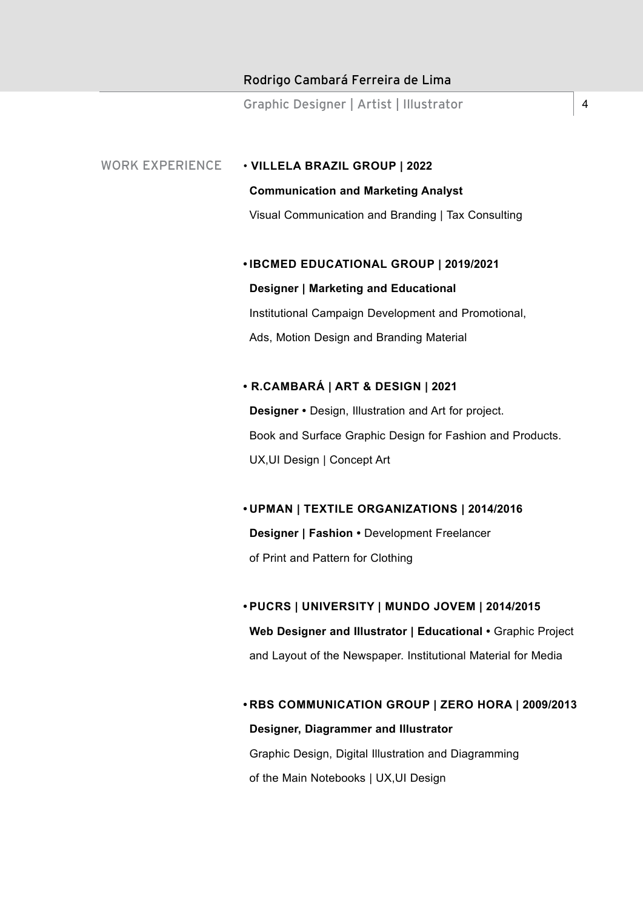## WORK EXPERIENCE

- **VILLELA BRAZIL GROUP | 2022**

  **Communication and Marketing Analyst**

  Visual Communication and Branding | Tax Consulting

- **IBCMED EDUCATIONAL GROUP | 2019/2021**

  **Designer | Marketing and Educational**

  Institutional Campaign Development and Promotional,
  Ads, Motion Design and Branding Material

- **R.CAMBARÁ | ART & DESIGN | 2021**

  **Designer •** Design, Illustration and Art for project.
  Book and Surface Graphic Design for Fashion and Products.
  UX,UI Design | Concept Art

- **UPMAN | TEXTILE ORGANIZATIONS | 2014/2016**

  **Designer | Fashion •** Development Freelancer
  of Print and Pattern for Clothing

- **PUCRS | UNIVERSITY | MUNDO JOVEM | 2014/2015**

  **Web Designer and Illustrator | Educational •** Graphic Project
  and Layout of the Newspaper. Institutional Material for Media

- **RBS COMMUNICATION GROUP | ZERO HORA | 2009/2013**

  **Designer, Diagrammer and Illustrator**

  Graphic Design, Digital Illustration and Diagramming
  of the Main Notebooks | UX,UI Design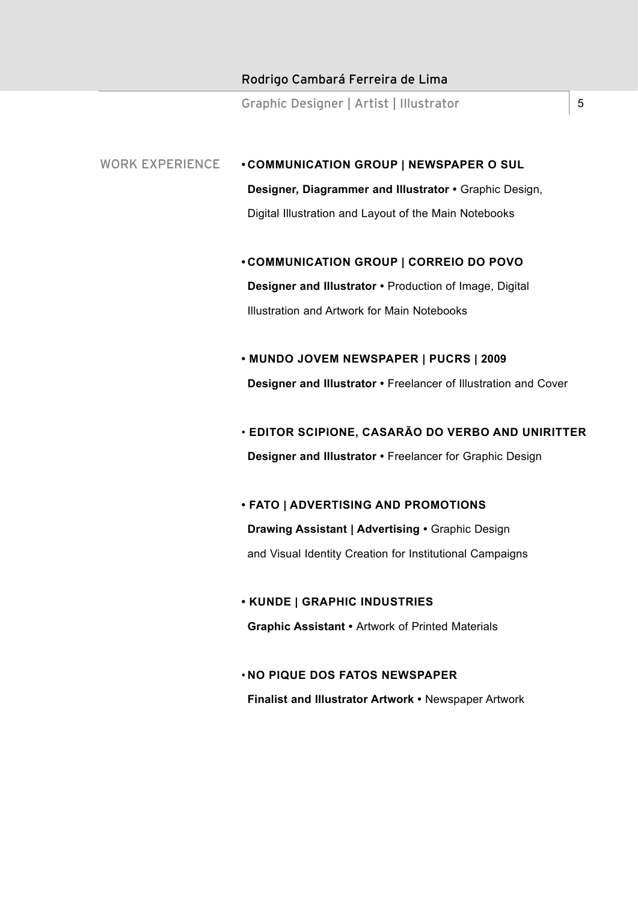## WORK EXPERIENCE

- **COMMUNICATION GROUP | NEWSPAPER O SUL**
  **Designer, Diagrammer and Illustrator •** Graphic Design, Digital Illustration and Layout of the Main Notebooks

- **COMMUNICATION GROUP | CORREIO DO POVO**
  **Designer and Illustrator •** Production of Image, Digital Illustration and Artwork for Main Notebooks

- **MUNDO JOVEM NEWSPAPER | PUCRS | 2009**
  **Designer and Illustrator •** Freelancer of Illustration and Cover

- **EDITOR SCIPIONE, CASARÃO DO VERBO AND UNIRITTER**
  **Designer and Illustrator •** Freelancer for Graphic Design

- **FATO | ADVERTISING AND PROMOTIONS**
  **Drawing Assistant | Advertising •** Graphic Design and Visual Identity Creation for Institutional Campaigns

- **KUNDE | GRAPHIC INDUSTRIES**
  **Graphic Assistant •** Artwork of Printed Materials

- **NO PIQUE DOS FATOS NEWSPAPER**
  **Finalist and Illustrator Artwork •** Newspaper Artwork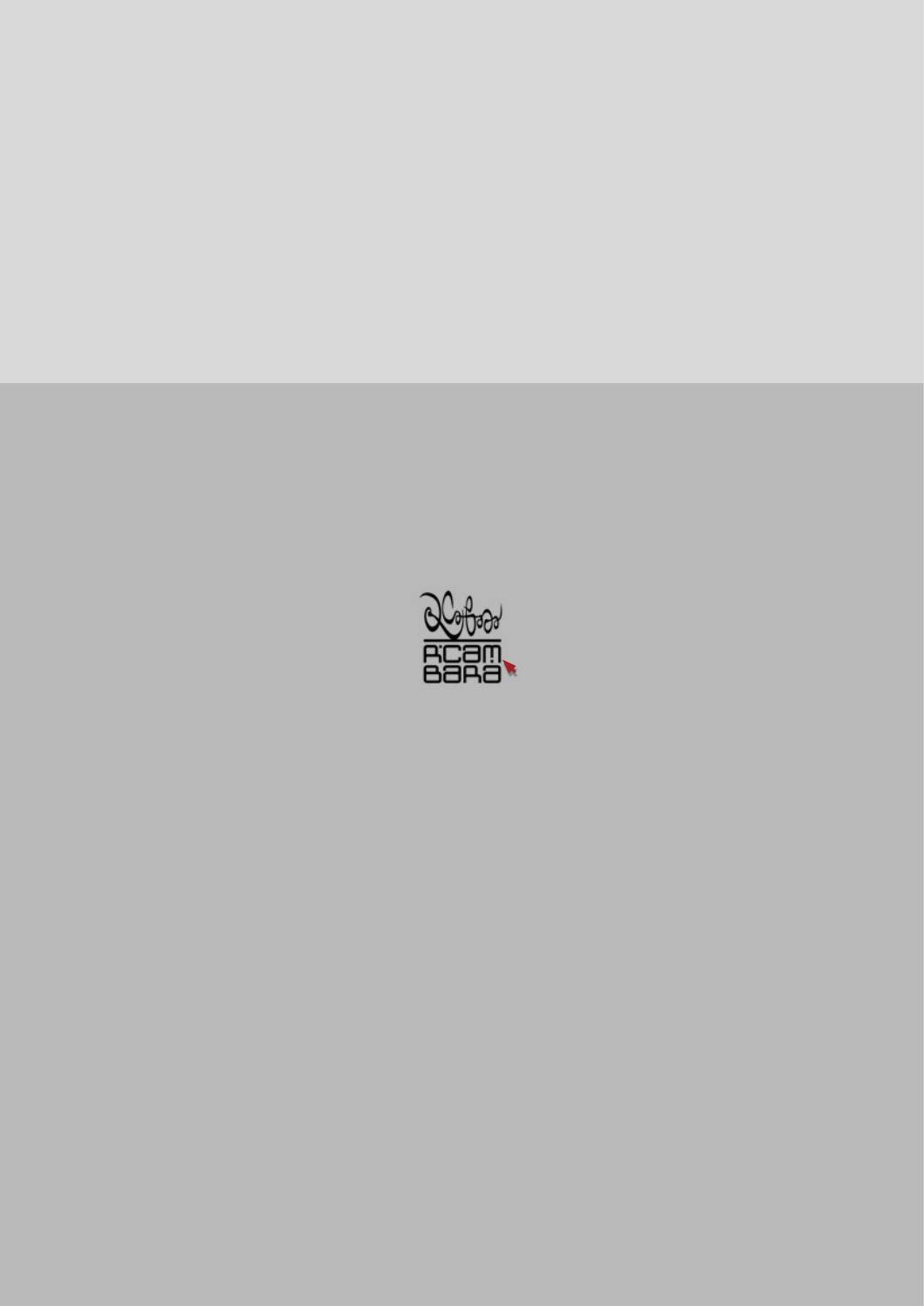RCAM
BARA